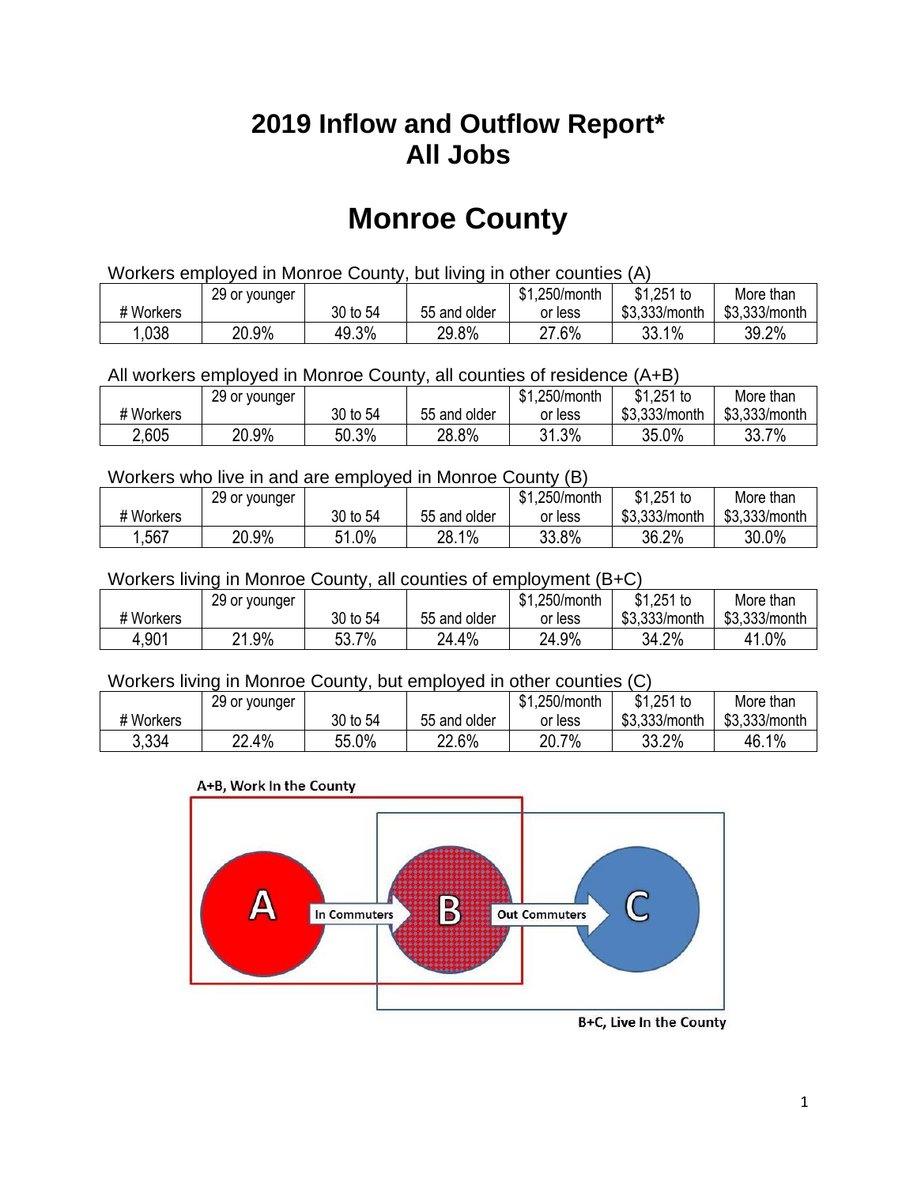# 2019 Inflow and Outflow Report*
# All Jobs

# Monroe County

Workers employed in Monroe County, but living in other counties (A)

| # Workers | 29 or younger | 30 to 54 | 55 and older | $1,250/month or less | $1,251 to $3,333/month | More than $3,333/month |
|---|---|---|---|---|---|---|
| 1,038 | 20.9% | 49.3% | 29.8% | 27.6% | 33.1% | 39.2% |

All workers employed in Monroe County, all counties of residence (A+B)

| # Workers | 29 or younger | 30 to 54 | 55 and older | $1,250/month or less | $1,251 to $3,333/month | More than $3,333/month |
|---|---|---|---|---|---|---|
| 2,605 | 20.9% | 50.3% | 28.8% | 31.3% | 35.0% | 33.7% |

Workers who live in and are employed in Monroe County (B)

| # Workers | 29 or younger | 30 to 54 | 55 and older | $1,250/month or less | $1,251 to $3,333/month | More than $3,333/month |
|---|---|---|---|---|---|---|
| 1,567 | 20.9% | 51.0% | 28.1% | 33.8% | 36.2% | 30.0% |

Workers living in Monroe County, all counties of employment (B+C)

| # Workers | 29 or younger | 30 to 54 | 55 and older | $1,250/month or less | $1,251 to $3,333/month | More than $3,333/month |
|---|---|---|---|---|---|---|
| 4,901 | 21.9% | 53.7% | 24.4% | 24.9% | 34.2% | 41.0% |

Workers living in Monroe County, but employed in other counties (C)

| # Workers | 29 or younger | 30 to 54 | 55 and older | $1,250/month or less | $1,251 to $3,333/month | More than $3,333/month |
|---|---|---|---|---|---|---|
| 3,334 | 22.4% | 55.0% | 22.6% | 20.7% | 33.2% | 46.1% |

A+B, Work In the County

A → In Commuters → B → Out Commuters → C

B+C, Live In the County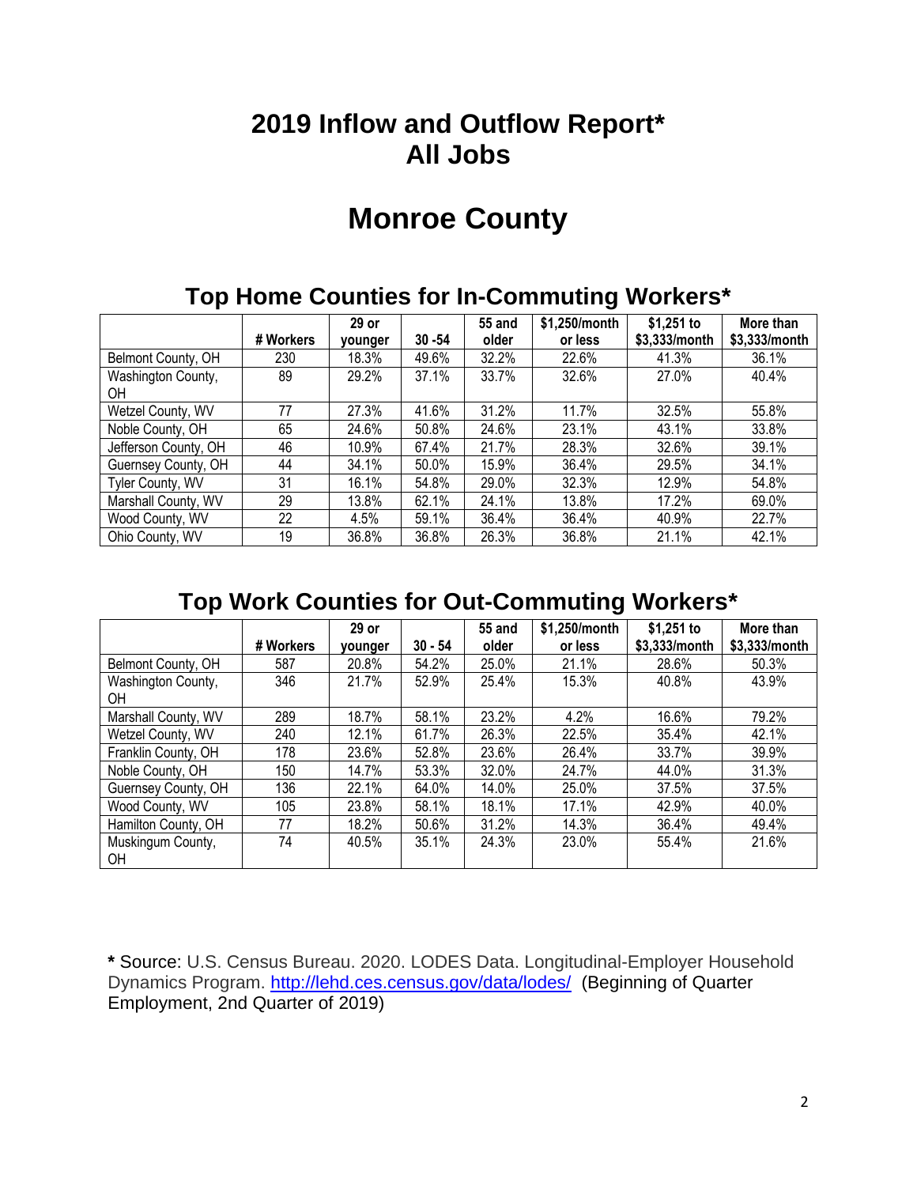# 2019 Inflow and Outflow Report*
# All Jobs

# Monroe County

## Top Home Counties for In-Commuting Workers*

| | # Workers | 29 or younger | 30 -54 | 55 and older | $1,250/month or less | $1,251 to $3,333/month | More than $3,333/month |
|---|---|---|---|---|---|---|---|
| Belmont County, OH | 230 | 18.3% | 49.6% | 32.2% | 22.6% | 41.3% | 36.1% |
| Washington County, OH | 89 | 29.2% | 37.1% | 33.7% | 32.6% | 27.0% | 40.4% |
| Wetzel County, WV | 77 | 27.3% | 41.6% | 31.2% | 11.7% | 32.5% | 55.8% |
| Noble County, OH | 65 | 24.6% | 50.8% | 24.6% | 23.1% | 43.1% | 33.8% |
| Jefferson County, OH | 46 | 10.9% | 67.4% | 21.7% | 28.3% | 32.6% | 39.1% |
| Guernsey County, OH | 44 | 34.1% | 50.0% | 15.9% | 36.4% | 29.5% | 34.1% |
| Tyler County, WV | 31 | 16.1% | 54.8% | 29.0% | 32.3% | 12.9% | 54.8% |
| Marshall County, WV | 29 | 13.8% | 62.1% | 24.1% | 13.8% | 17.2% | 69.0% |
| Wood County, WV | 22 | 4.5% | 59.1% | 36.4% | 36.4% | 40.9% | 22.7% |
| Ohio County, WV | 19 | 36.8% | 36.8% | 26.3% | 36.8% | 21.1% | 42.1% |

## Top Work Counties for Out-Commuting Workers*

| | # Workers | 29 or younger | 30 - 54 | 55 and older | $1,250/month or less | $1,251 to $3,333/month | More than $3,333/month |
|---|---|---|---|---|---|---|---|
| Belmont County, OH | 587 | 20.8% | 54.2% | 25.0% | 21.1% | 28.6% | 50.3% |
| Washington County, OH | 346 | 21.7% | 52.9% | 25.4% | 15.3% | 40.8% | 43.9% |
| Marshall County, WV | 289 | 18.7% | 58.1% | 23.2% | 4.2% | 16.6% | 79.2% |
| Wetzel County, WV | 240 | 12.1% | 61.7% | 26.3% | 22.5% | 35.4% | 42.1% |
| Franklin County, OH | 178 | 23.6% | 52.8% | 23.6% | 26.4% | 33.7% | 39.9% |
| Noble County, OH | 150 | 14.7% | 53.3% | 32.0% | 24.7% | 44.0% | 31.3% |
| Guernsey County, OH | 136 | 22.1% | 64.0% | 14.0% | 25.0% | 37.5% | 37.5% |
| Wood County, WV | 105 | 23.8% | 58.1% | 18.1% | 17.1% | 42.9% | 40.0% |
| Hamilton County, OH | 77 | 18.2% | 50.6% | 31.2% | 14.3% | 36.4% | 49.4% |
| Muskingum County, OH | 74 | 40.5% | 35.1% | 24.3% | 23.0% | 55.4% | 21.6% |

**\*** Source: U.S. Census Bureau. 2020. LODES Data. Longitudinal-Employer Household Dynamics Program. http://lehd.ces.census.gov/data/lodes/ (Beginning of Quarter Employment, 2nd Quarter of 2019)